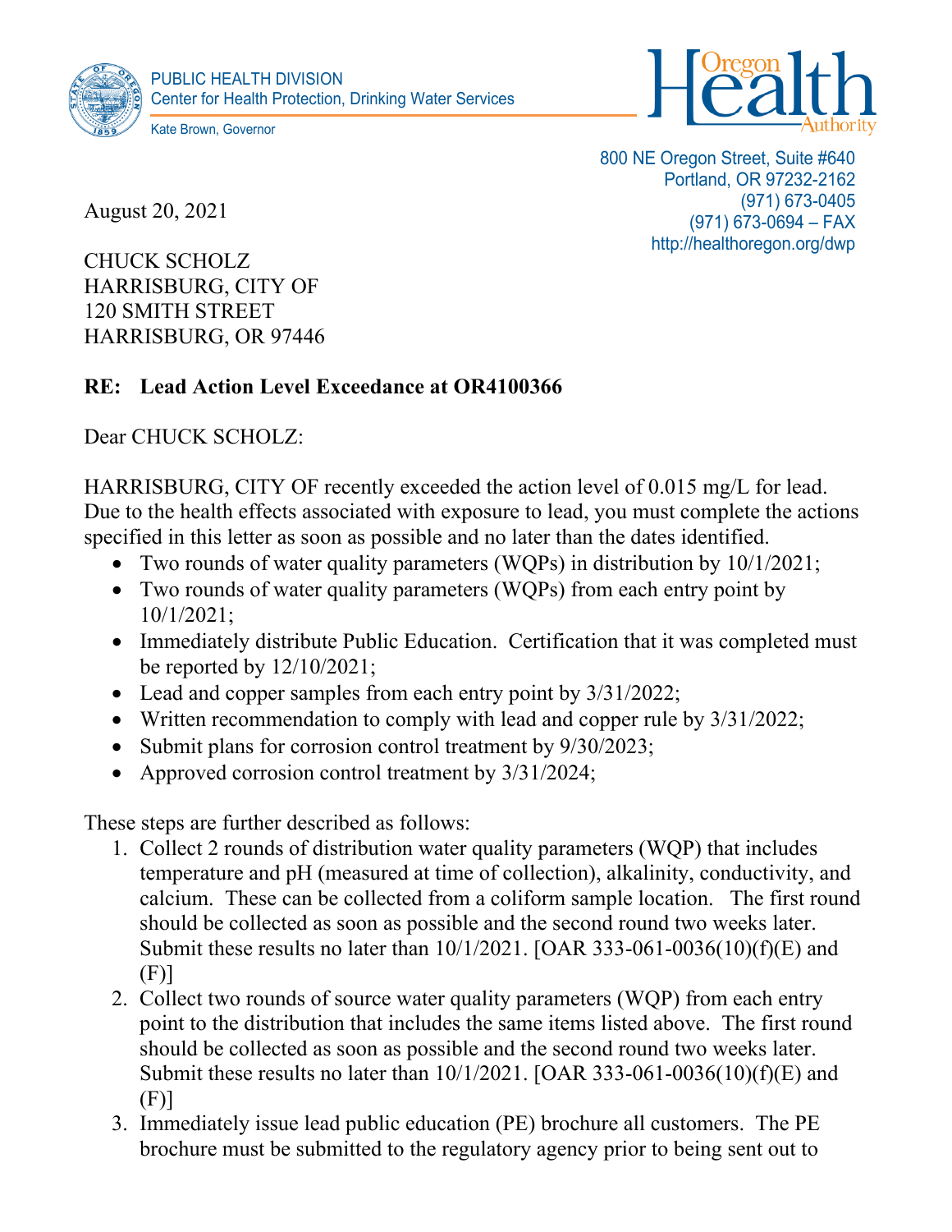PUBLIC HEALTH DIVISION
Center for Health Protection, Drinking Water Services

Kate Brown, Governor

Oregon Health Authority

800 NE Oregon Street, Suite #640
Portland, OR 97232-2162
(971) 673-0405
(971) 673-0694 – FAX
http://healthoregon.org/dwp

August 20, 2021

CHUCK SCHOLZ
HARRISBURG, CITY OF
120 SMITH STREET
HARRISBURG, OR 97446

**RE: Lead Action Level Exceedance at OR4100366**

Dear CHUCK SCHOLZ:

HARRISBURG, CITY OF recently exceeded the action level of 0.015 mg/L for lead. Due to the health effects associated with exposure to lead, you must complete the actions specified in this letter as soon as possible and no later than the dates identified.

- Two rounds of water quality parameters (WQPs) in distribution by 10/1/2021;
- Two rounds of water quality parameters (WQPs) from each entry point by 10/1/2021;
- Immediately distribute Public Education. Certification that it was completed must be reported by 12/10/2021;
- Lead and copper samples from each entry point by 3/31/2022;
- Written recommendation to comply with lead and copper rule by 3/31/2022;
- Submit plans for corrosion control treatment by 9/30/2023;
- Approved corrosion control treatment by 3/31/2024;

These steps are further described as follows:

1. Collect 2 rounds of distribution water quality parameters (WQP) that includes temperature and pH (measured at time of collection), alkalinity, conductivity, and calcium. These can be collected from a coliform sample location. The first round should be collected as soon as possible and the second round two weeks later. Submit these results no later than 10/1/2021. [OAR 333-061-0036(10)(f)(E) and (F)]
2. Collect two rounds of source water quality parameters (WQP) from each entry point to the distribution that includes the same items listed above. The first round should be collected as soon as possible and the second round two weeks later. Submit these results no later than 10/1/2021. [OAR 333-061-0036(10)(f)(E) and (F)]
3. Immediately issue lead public education (PE) brochure all customers. The PE brochure must be submitted to the regulatory agency prior to being sent out to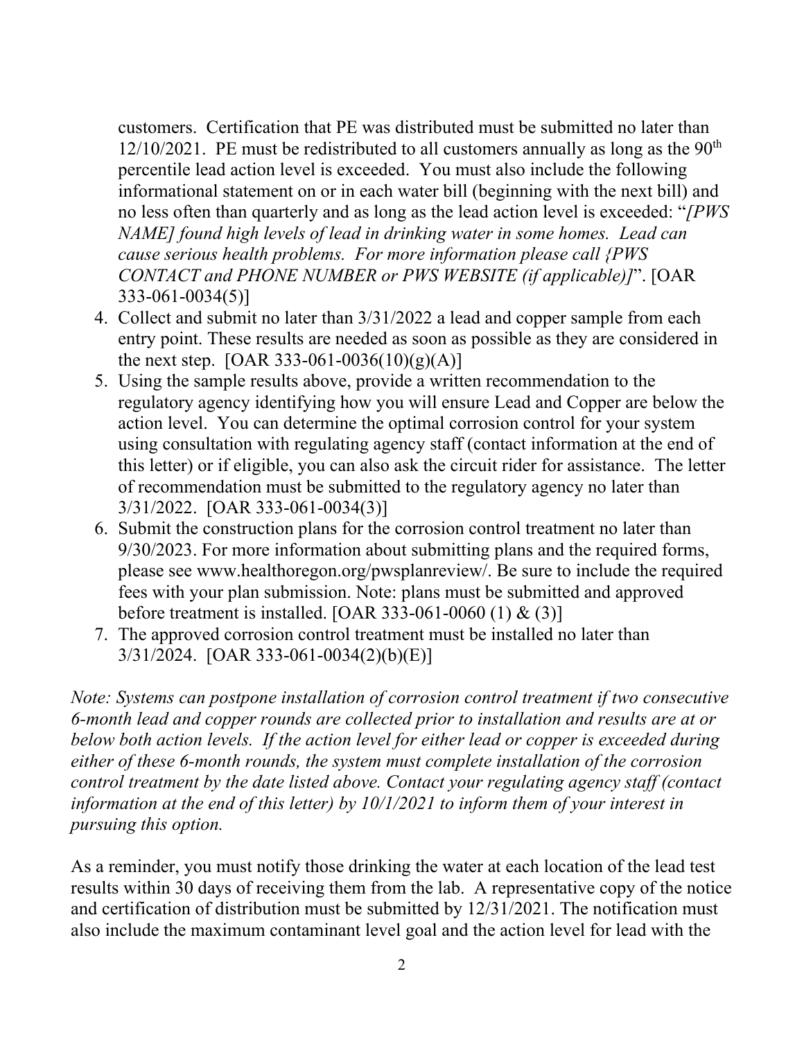customers. Certification that PE was distributed must be submitted no later than 12/10/2021. PE must be redistributed to all customers annually as long as the 90th percentile lead action level is exceeded. You must also include the following informational statement on or in each water bill (beginning with the next bill) and no less often than quarterly and as long as the lead action level is exceeded: "*[PWS NAME] found high levels of lead in drinking water in some homes. Lead can cause serious health problems. For more information please call {PWS CONTACT and PHONE NUMBER or PWS WEBSITE (if applicable)]*". [OAR 333-061-0034(5)]

4. Collect and submit no later than 3/31/2022 a lead and copper sample from each entry point. These results are needed as soon as possible as they are considered in the next step. [OAR 333-061-0036(10)(g)(A)]
5. Using the sample results above, provide a written recommendation to the regulatory agency identifying how you will ensure Lead and Copper are below the action level. You can determine the optimal corrosion control for your system using consultation with regulating agency staff (contact information at the end of this letter) or if eligible, you can also ask the circuit rider for assistance. The letter of recommendation must be submitted to the regulatory agency no later than 3/31/2022. [OAR 333-061-0034(3)]
6. Submit the construction plans for the corrosion control treatment no later than 9/30/2023. For more information about submitting plans and the required forms, please see www.healthoregon.org/pwsplanreview/. Be sure to include the required fees with your plan submission. Note: plans must be submitted and approved before treatment is installed. [OAR 333-061-0060 (1) & (3)]
7. The approved corrosion control treatment must be installed no later than 3/31/2024. [OAR 333-061-0034(2)(b)(E)]

*Note: Systems can postpone installation of corrosion control treatment if two consecutive 6-month lead and copper rounds are collected prior to installation and results are at or below both action levels. If the action level for either lead or copper is exceeded during either of these 6-month rounds, the system must complete installation of the corrosion control treatment by the date listed above. Contact your regulating agency staff (contact information at the end of this letter) by 10/1/2021 to inform them of your interest in pursuing this option.*

As a reminder, you must notify those drinking the water at each location of the lead test results within 30 days of receiving them from the lab. A representative copy of the notice and certification of distribution must be submitted by 12/31/2021. The notification must also include the maximum contaminant level goal and the action level for lead with the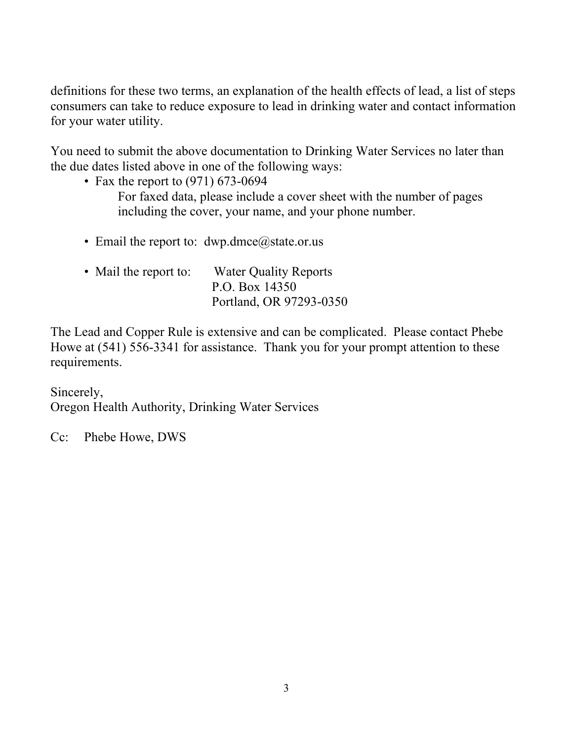definitions for these two terms, an explanation of the health effects of lead, a list of steps consumers can take to reduce exposure to lead in drinking water and contact information for your water utility.

You need to submit the above documentation to Drinking Water Services no later than the due dates listed above in one of the following ways:

- Fax the report to (971) 673-0694
  For faxed data, please include a cover sheet with the number of pages including the cover, your name, and your phone number.

- Email the report to: dwp.dmce@state.or.us

- Mail the report to: Water Quality Reports
  P.O. Box 14350
  Portland, OR 97293-0350

The Lead and Copper Rule is extensive and can be complicated. Please contact Phebe Howe at (541) 556-3341 for assistance. Thank you for your prompt attention to these requirements.

Sincerely,
Oregon Health Authority, Drinking Water Services

Cc: Phebe Howe, DWS